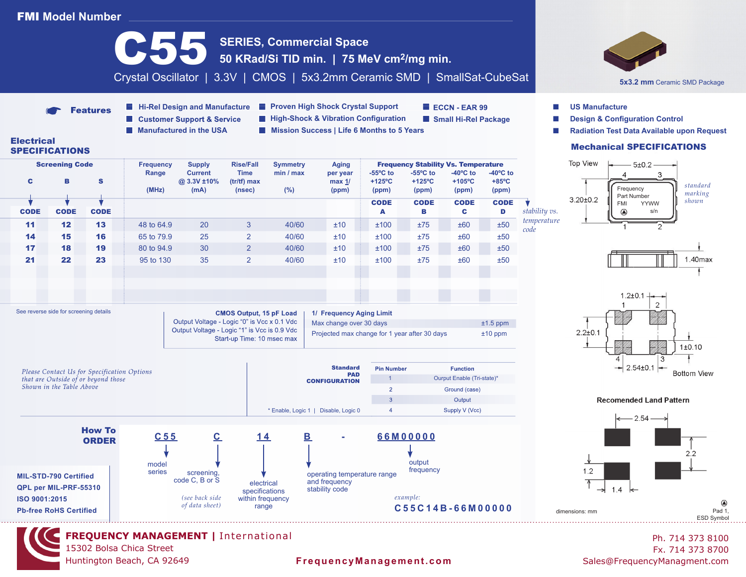# FMI Model Number

# C55

**SERIES, Commercial Space**

**50 KRad/Si TID min. | 75 MeV cm²/mg min.**

Crystal Oscillator | 3.3V | CMOS | 5x3.2mm Ceramic SMD | SmallSat-CubeSat

**5x3.2 mm** Ceramic SMD Package

## Features

- Hi-Rel Design and Manufacture
- Customer Support & Service
- Manufactured in the USA
- Proven High Shock Crystal Support
- High-Shock & Vibration Configuration
- Mission Success | Life 6 Months to 5 Years
- ECCN - EAR 99
- Small Hi-Rel Package
- US Manufacture
- Design & Configuration Control
- Radiation Test Data Available upon Request

## Electrical SPECIFICATIONS

| Screening Code C | Screening Code B | Screening Code S | Frequency Range (MHz) | Supply Current @ 3.3V ±10% (mA) | Rise/Fall Time (tr/tf) max (nsec) | Symmetry min / max (%) | Aging per year max 1/ (ppm) | Frequency Stability Vs. Temperature -55ºC to +125ºC (ppm) | -55ºC to +125ºC (ppm) | -40ºC to +105ºC (ppm) | -40ºC to +85ºC (ppm) |
|---|---|---|---|---|---|---|---|---|---|---|---|
| CODE | CODE | CODE | | | | | | CODE A | CODE B | CODE C | CODE D |
| 11 | 12 | 13 | 48 to 64.9 | 20 | 3 | 40/60 | ±10 | ±100 | ±75 | ±60 | ±50 |
| 14 | 15 | 16 | 65 to 79.9 | 25 | 2 | 40/60 | ±10 | ±100 | ±75 | ±60 | ±50 |
| 17 | 18 | 19 | 80 to 94.9 | 30 | 2 | 40/60 | ±10 | ±100 | ±75 | ±60 | ±50 |
| 21 | 22 | 23 | 95 to 130 | 35 | 2 | 40/60 | ±10 | ±100 | ±75 | ±60 | ±50 |

*stability vs. temperature code*

See reverse side for screening details

**CMOS Output, 15 pF Load**
Output Voltage - Logic "0" is Vcc x 0.1 Vdc
Output Voltage - Logic "1" is Vcc is 0.9 Vdc
Start-up Time: 10 msec max

**1/ Frequency Aging Limit**

| | |
|---|---|
| Max change over 30 days | ±1.5 ppm |
| Projected max change for 1 year after 30 days | ±10 ppm |

*Please Contact Us for Specification Options that are Outside of or beyond those Shown in the Table Above*

**Standard PAD CONFIGURATION**

| Pin Number | Function |
|---|---|
| 1 | Ourput Enable (Tri-state)* |
| 2 | Ground (case) |
| 3 | Output |
| 4 | Supply V (Vcc) |

\* Enable, Logic 1 | Disable, Logic 0

## Mechanical SPECIFICATIONS

Top View: 5±0.2; 3.20±0.2; pins 1, 2, 3, 4. Marking: Frequency, Part Number, FMI YYWW, s/n — *standard marking shown*

1.40max

Bottom View: 1.2±0.1; 2.2±0.1; 1±0.10; 2.54±0.1; pins 1, 2, 3, 4

**Recomended Land Pattern**: 2.54; 2.2; 1.2; 1.4

dimensions: mm

Pad 1, ESD Symbol

## How To ORDER

| C55 | C | 14 | B | - | 66M00000 |
|---|---|---|---|---|---|
| model series | screening, code C, B or S *(see back side of data sheet)* | electrical specifications within frequency range | operating temperature range and frequency stability code | | output frequency |

*example:* **C55C14B-66M00000**

**MIL-STD-790 Certified**
**QPL per MIL-PRF-55310**
**ISO 9001:2015**
**Pb-free RoHS Certified**

**FREQUENCY MANAGEMENT** | International
15302 Bolsa Chica Street
Huntington Beach, CA 92649

FrequencyManagement.com

Ph. 714 373 8100
Fx. 714 373 8700
Sales@FrequencyManagment.com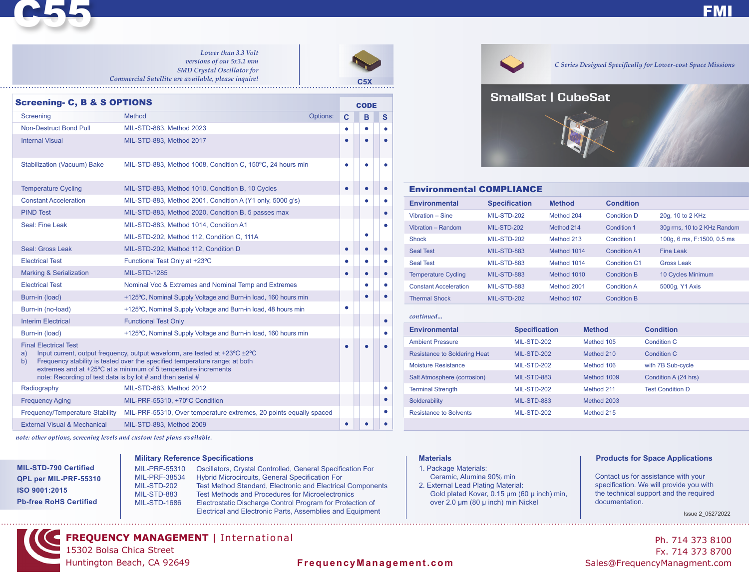# C55

*Lower than 3.3 Volt versions of our 5x3.2 mm SMD Crystal Oscillator for Commercial Satellite are available, please inquire!*

C5X

*C Series Designed Specifically for Lower-cost Space Missions*

SmallSat | CubeSat

## Screening- C, B & S OPTIONS

| Screening | Method | C | B | S |
|---|---|---|---|---|
| Non-Destruct Bond Pull | MIL-STD-883, Method 2023 | • | • | • |
| Internal Visual | MIL-STD-883, Method 2017 | • | • | • |
| Stabilization (Vacuum) Bake | MIL-STD-883, Method 1008, Condition C, 150ºC, 24 hours min | • | • | • |
| Temperature Cycling | MIL-STD-883, Method 1010, Condition B, 10 Cycles | • | • | • |
| Constant Acceleration | MIL-STD-883, Method 2001, Condition A (Y1 only, 5000 g's) | | • | • |
| PIND Test | MIL-STD-883, Method 2020, Condition B, 5 passes max | | | • |
| Seal: Fine Leak | MIL-STD-883, Method 1014, Condition A1 | | | • |
| | MIL-STD-202, Method 112, Condition C, 111A | | • | |
| Seal: Gross Leak | MIL-STD-202, Method 112, Condition D | • | • | • |
| Electrical Test | Functional Test Only at +23ºC | • | • | • |
| Marking & Serialization | MIL-STD-1285 | • | • | • |
| Electrical Test | Nominal Vcc & Extremes and Nominal Temp and Extremes | | • | • |
| Burn-in (load) | +125ºC, Nominal Supply Voltage and Burn-in load, 160 hours min | | • | • |
| Burn-in (no-load) | +125ºC, Nominal Supply Voltage and Burn-in load, 48 hours min | • | | |
| Interim Electrical | Functional Test Only | | | • |
| Burn-in (load) | +125ºC, Nominal Supply Voltage and Burn-in load, 160 hours min | | | • |
| Final Electrical Test<br>a) Input current, output frequency, output waveform, are tested at +23ºC ±2ºC<br>b) Frequency stability is tested over the specified temperature range; at both extremes and at +25ºC at a minimum of 5 temperature increments<br>note: Recording of test data is by lot # and then serial # | | • | • | • |
| Radiography | MIL-STD-883, Method 2012 | | | • |
| Frequency Aging | MIL-PRF-55310, +70ºC Condition | | | • |
| Frequency/Temperature Stability | MIL-PRF-55310, Over temperature extremes, 20 points equally spaced | | | • |
| External Visual & Mechanical | MIL-STD-883, Method 2009 | • | • | • |

*note: other options, screening levels and custom test plans available.*

## Environmental COMPLIANCE

| Environmental | Specification | Method | Condition | |
|---|---|---|---|---|
| Vibration – Sine | MIL-STD-202 | Method 204 | Condition D | 20g, 10 to 2 KHz |
| Vibration – Random | MIL-STD-202 | Method 214 | Condition 1 | 30g rms, 10 to 2 KHz Random |
| Shock | MIL-STD-202 | Method 213 | Condition I | 100g, 6 ms, F:1500, 0.5 ms |
| Seal Test | MIL-STD-883 | Method 1014 | Condition A1 | Fine Leak |
| Seal Test | MIL-STD-883 | Method 1014 | Condition C1 | Gross Leak |
| Temperature Cycling | MIL-STD-883 | Method 1010 | Condition B | 10 Cycles Minimum |
| Constant Acceleration | MIL-STD-883 | Method 2001 | Condition A | 5000g, Y1 Axis |
| Thermal Shock | MIL-STD-202 | Method 107 | Condition B | |

*continued...*

| Environmental | Specification | Method | Condition |
|---|---|---|---|
| Ambient Pressure | MIL-STD-202 | Method 105 | Condition C |
| Resistance to Soldering Heat | MIL-STD-202 | Method 210 | Condition C |
| Moisture Resistance | MIL-STD-202 | Method 106 | with 7B Sub-cycle |
| Salt Atmosphere (corrosion) | MIL-STD-883 | Method 1009 | Condition A (24 hrs) |
| Terminal Strength | MIL-STD-202 | Method 211 | Test Condition D |
| Solderability | MIL-STD-883 | Method 2003 | |
| Resistance to Solvents | MIL-STD-202 | Method 215 | |

**MIL-STD-790 Certified**
**QPL per MIL-PRF-55310**
**ISO 9001:2015**
**Pb-free RoHS Certified**

### Military Reference Specifications

| | |
|---|---|
| MIL-PRF-55310 | Oscillators, Crystal Controlled, General Specification For |
| MIL-PRF-38534 | Hybrid Microcircuits, General Specification For |
| MIL-STD-202 | Test Method Standard, Electronic and Electrical Components |
| MIL-STD-883 | Test Methods and Procedures for Microelectronics |
| MIL-STD-1686 | Electrostatic Discharge Control Program for Protection of Electrical and Electronic Parts, Assemblies and Equipment |

### Materials

1. Package Materials:
   Ceramic, Alumina 90% min
2. External Lead Plating Material:
   Gold plated Kovar, 0.15 µm (60 µ inch) min, over 2.0 µm (80 µ inch) min Nickel

### Products for Space Applications

Contact us for assistance with your specification. We will provide you with the technical support and the required documentation.

Issue 2_05272022

**FREQUENCY MANAGEMENT** | International
15302 Bolsa Chica Street
Huntington Beach, CA 92649

FrequencyManagement.com

Ph. 714 373 8100
Fx. 714 373 8700
Sales@FrequencyManagment.com